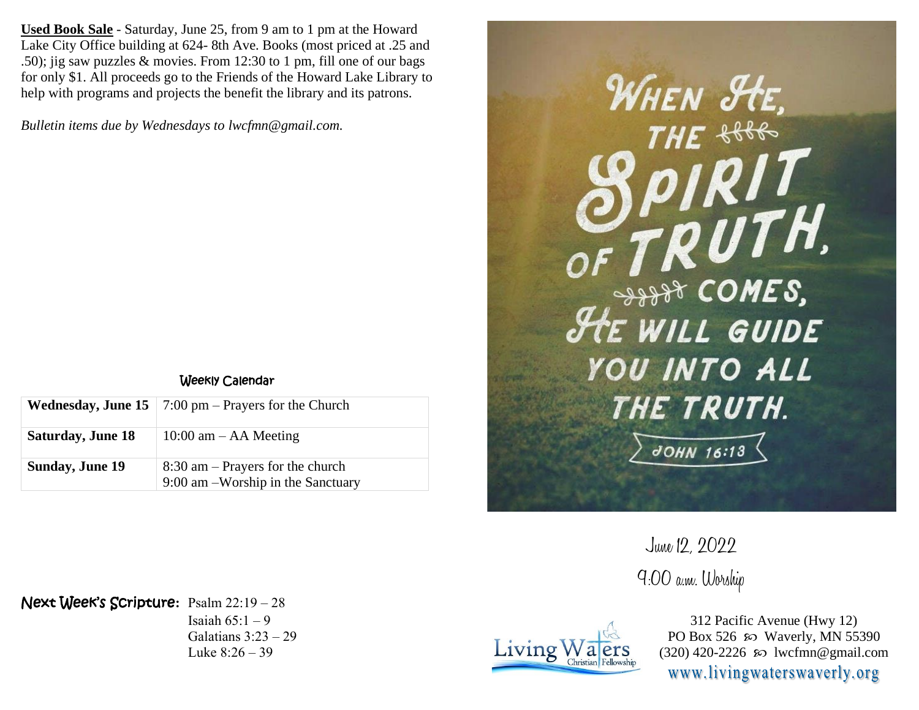**Used Book Sale** - Saturday, June 25, from 9 am to 1 pm at the Howard Lake City Office building at 624- 8th Ave. Books (most priced at .25 and .50); jig saw puzzles & movies. From 12:30 to 1 pm, fill one of our bags for only $1. All proceeds go to the Friends of the Howard Lake Library to help with programs and projects the benefit the library and its patrons.

*Bulletin items due by Wednesdays to lwcfmn@gmail.com.*

### Weekly Calendar

| | |
|---|---|
| **Wednesday, June 15** | 7:00 pm – Prayers for the Church |
| **Saturday, June 18** | 10:00 am – AA Meeting |
| **Sunday, June 19** | 8:30 am – Prayers for the church<br>9:00 am –Worship in the Sanctuary |

**Next Week's Scripture:** Psalm 22:19 – 28
Isaiah 65:1 – 9
Galatians 3:23 – 29
Luke 8:26 – 39

WHEN HE, THE SPIRIT OF TRUTH, COMES, HE WILL GUIDE YOU INTO ALL THE TRUTH.
JOHN 16:13

June 12, 2022
9:00 a.m. Worship

Living Waters Christian Fellowship

312 Pacific Avenue (Hwy 12)
PO Box 526 ☙ Waverly, MN 55390
(320) 420-2226 ☙ lwcfmn@gmail.com
www.livingwaterswaverly.org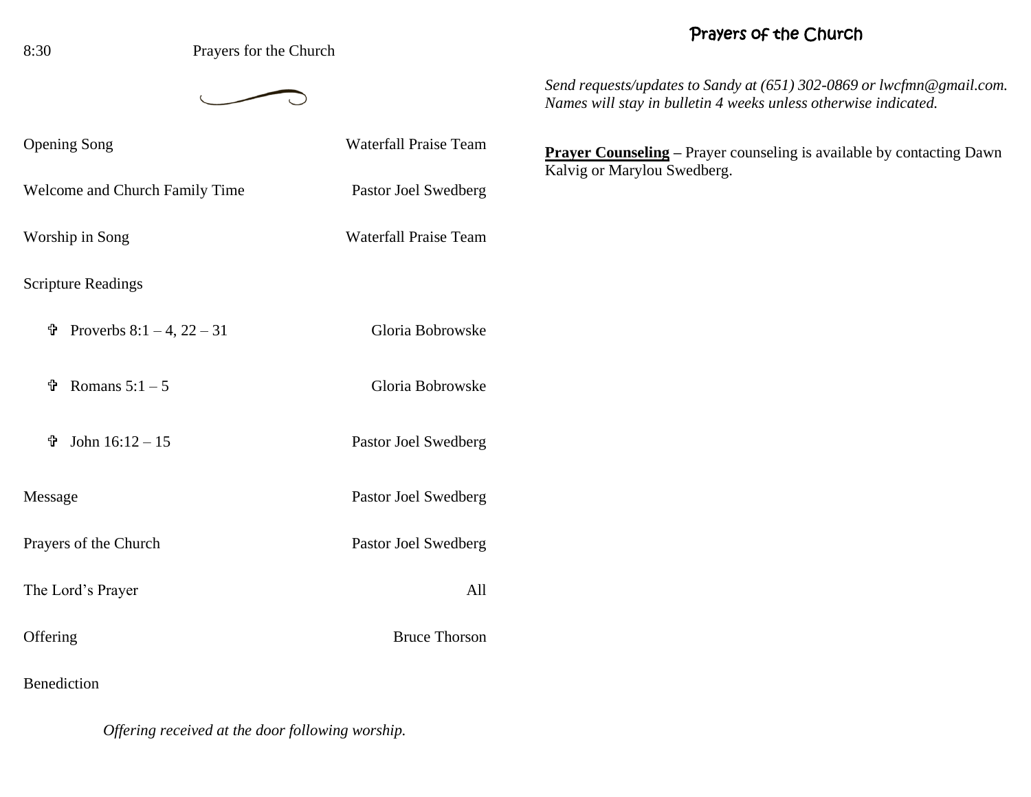8:30 Prayers for the Church

| | |
|---|---|
| Opening Song | Waterfall Praise Team |
| Welcome and Church Family Time | Pastor Joel Swedberg |
| Worship in Song | Waterfall Praise Team |
| Scripture Readings | |
| ✞ Proverbs 8:1 – 4, 22 – 31 | Gloria Bobrowske |
| ✞ Romans 5:1 – 5 | Gloria Bobrowske |
| ✞ John 16:12 – 15 | Pastor Joel Swedberg |
| Message | Pastor Joel Swedberg |
| Prayers of the Church | Pastor Joel Swedberg |
| The Lord's Prayer | All |
| Offering | Bruce Thorson |
| Benediction | |

*Offering received at the door following worship.*

## Prayers of the Church

*Send requests/updates to Sandy at (651) 302-0869 or lwcfmn@gmail.com. Names will stay in bulletin 4 weeks unless otherwise indicated.*

**Prayer Counseling** – Prayer counseling is available by contacting Dawn Kalvig or Marylou Swedberg.